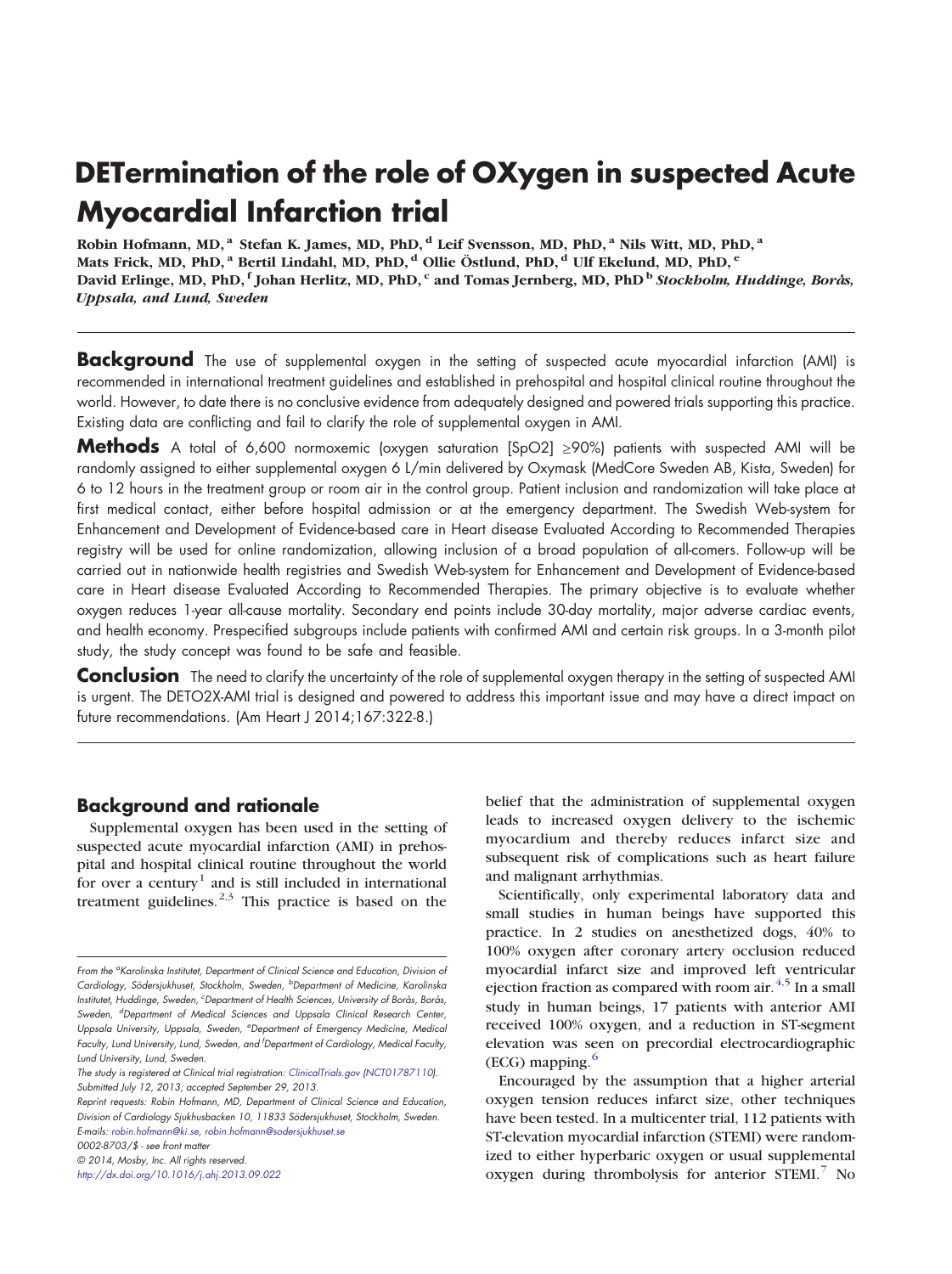# DETermination of the role of OXygen in suspected Acute Myocardial Infarction trial

**Robin Hofmann, MD,[a] Stefan K. James, MD, PhD,[d] Leif Svensson, MD, PhD,[a] Nils Witt, MD, PhD,[a] Mats Frick, MD, PhD,[a] Bertil Lindahl, MD, PhD,[d] Ollie Östlund, PhD,[d] Ulf Ekelund, MD, PhD,[e] David Erlinge, MD, PhD,[f] Johan Herlitz, MD, PhD,[c] and Tomas Jernberg, MD, PhD[b]** *Stockholm, Huddinge, Borås, Uppsala, and Lund, Sweden*

**Background** The use of supplemental oxygen in the setting of suspected acute myocardial infarction (AMI) is recommended in international treatment guidelines and established in prehospital and hospital clinical routine throughout the world. However, to date there is no conclusive evidence from adequately designed and powered trials supporting this practice. Existing data are conflicting and fail to clarify the role of supplemental oxygen in AMI.

**Methods** A total of 6,600 normoxemic (oxygen saturation [SpO2] ≥90%) patients with suspected AMI will be randomly assigned to either supplemental oxygen 6 L/min delivered by Oxymask (MedCore Sweden AB, Kista, Sweden) for 6 to 12 hours in the treatment group or room air in the control group. Patient inclusion and randomization will take place at first medical contact, either before hospital admission or at the emergency department. The Swedish Web-system for Enhancement and Development of Evidence-based care in Heart disease Evaluated According to Recommended Therapies registry will be used for online randomization, allowing inclusion of a broad population of all-comers. Follow-up will be carried out in nationwide health registries and Swedish Web-system for Enhancement and Development of Evidence-based care in Heart disease Evaluated According to Recommended Therapies. The primary objective is to evaluate whether oxygen reduces 1-year all-cause mortality. Secondary end points include 30-day mortality, major adverse cardiac events, and health economy. Prespecified subgroups include patients with confirmed AMI and certain risk groups. In a 3-month pilot study, the study concept was found to be safe and feasible.

**Conclusion** The need to clarify the uncertainty of the role of supplemental oxygen therapy in the setting of suspected AMI is urgent. The DETO2X-AMI trial is designed and powered to address this important issue and may have a direct impact on future recommendations. (Am Heart J 2014;167:322-8.)

## Background and rationale

Supplemental oxygen has been used in the setting of suspected acute myocardial infarction (AMI) in prehospital and hospital clinical routine throughout the world for over a century[1] and is still included in international treatment guidelines.[2,3] This practice is based on the belief that the administration of supplemental oxygen leads to increased oxygen delivery to the ischemic myocardium and thereby reduces infarct size and subsequent risk of complications such as heart failure and malignant arrhythmias.

Scientifically, only experimental laboratory data and small studies in human beings have supported this practice. In 2 studies on anesthetized dogs, 40% to 100% oxygen after coronary artery occlusion reduced myocardial infarct size and improved left ventricular ejection fraction as compared with room air.[4,5] In a small study in human beings, 17 patients with anterior AMI received 100% oxygen, and a reduction in ST-segment elevation was seen on precordial electrocardiographic (ECG) mapping.[6]

Encouraged by the assumption that a higher arterial oxygen tension reduces infarct size, other techniques have been tested. In a multicenter trial, 112 patients with ST-elevation myocardial infarction (STEMI) were randomized to either hyperbaric oxygen or usual supplemental oxygen during thrombolysis for anterior STEMI.[7] No

From the [a]Karolinska Institutet, Department of Clinical Science and Education, Division of Cardiology, Södersjukhuset, Stockholm, Sweden, [b]Department of Medicine, Karolinska Institutet, Huddinge, Sweden, [c]Department of Health Sciences, University of Borås, Borås, Sweden, [d]Department of Medical Sciences and Uppsala Clinical Research Center, Uppsala University, Uppsala, Sweden, [e]Department of Emergency Medicine, Medical Faculty, Lund University, Lund, Sweden, and [f]Department of Cardiology, Medical Faculty, Lund University, Lund, Sweden.

The study is registered at Clinical trial registration: ClinicalTrials.gov (NCT01787110).

Submitted July 12, 2013; accepted September 29, 2013.

Reprint requests: Robin Hofmann, MD, Department of Clinical Science and Education, Division of Cardiology Sjukhusbacken 10, 11833 Södersjukhuset, Stockholm, Sweden.

E-mails: robin.hofmann@ki.se, robin.hofmann@sodersjukhuset.se

0002-8703/$ - see front matter

© 2014, Mosby, Inc. All rights reserved.

http://dx.doi.org/10.1016/j.ahj.2013.09.022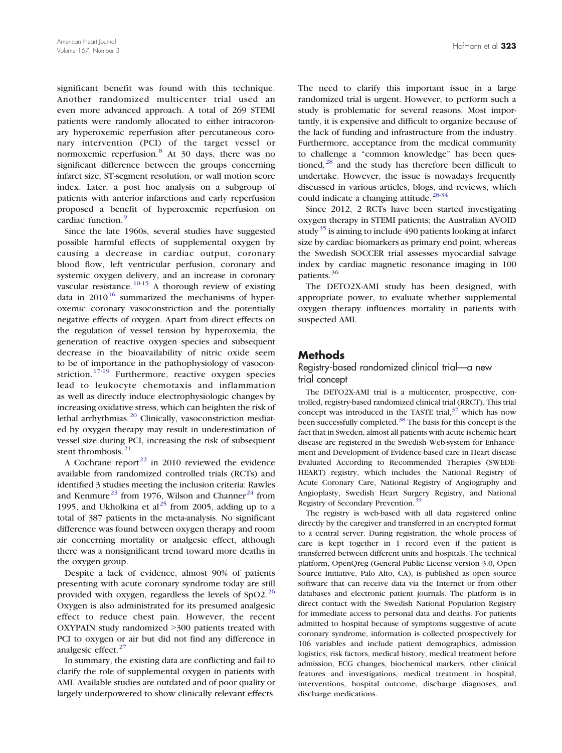significant benefit was found with this technique. Another randomized multicenter trial used an even more advanced approach. A total of 269 STEMI patients were randomly allocated to either intracoronary hyperoxemic reperfusion after percutaneous coronary intervention (PCI) of the target vessel or normoxemic reperfusion.[8] At 30 days, there was no significant difference between the groups concerning infarct size, ST-segment resolution, or wall motion score index. Later, a post hoc analysis on a subgroup of patients with anterior infarctions and early reperfusion proposed a benefit of hyperoxemic reperfusion on cardiac function.[9]

Since the late 1960s, several studies have suggested possible harmful effects of supplemental oxygen by causing a decrease in cardiac output, coronary blood flow, left ventricular perfusion, coronary and systemic oxygen delivery, and an increase in coronary vascular resistance.[10-15] A thorough review of existing data in 2010[16] summarized the mechanisms of hyperoxemic coronary vasoconstriction and the potentially negative effects of oxygen. Apart from direct effects on the regulation of vessel tension by hyperoxemia, the generation of reactive oxygen species and subsequent decrease in the bioavailability of nitric oxide seem to be of importance in the pathophysiology of vasoconstriction.[17-19] Furthermore, reactive oxygen species lead to leukocyte chemotaxis and inflammation as well as directly induce electrophysiologic changes by increasing oxidative stress, which can heighten the risk of lethal arrhythmias.[20] Clinically, vasoconstriction mediated by oxygen therapy may result in underestimation of vessel size during PCI, increasing the risk of subsequent stent thrombosis.[21]

A Cochrane report[22] in 2010 reviewed the evidence available from randomized controlled trials (RCTs) and identified 3 studies meeting the inclusion criteria: Rawles and Kenmure[23] from 1976, Wilson and Channer[24] from 1995, and Ukholkina et al[25] from 2005, adding up to a total of 387 patients in the meta-analysis. No significant difference was found between oxygen therapy and room air concerning mortality or analgesic effect, although there was a nonsignificant trend toward more deaths in the oxygen group.

Despite a lack of evidence, almost 90% of patients presenting with acute coronary syndrome today are still provided with oxygen, regardless the levels of SpO2.[26] Oxygen is also administrated for its presumed analgesic effect to reduce chest pain. However, the recent OXYPAIN study randomized >300 patients treated with PCI to oxygen or air but did not find any difference in analgesic effect.[27]

In summary, the existing data are conflicting and fail to clarify the role of supplemental oxygen in patients with AMI. Available studies are outdated and of poor quality or largely underpowered to show clinically relevant effects. The need to clarify this important issue in a large randomized trial is urgent. However, to perform such a study is problematic for several reasons. Most importantly, it is expensive and difficult to organize because of the lack of funding and infrastructure from the industry. Furthermore, acceptance from the medical community to challenge a "common knowledge" has been questioned,[28] and the study has therefore been difficult to undertake. However, the issue is nowadays frequently discussed in various articles, blogs, and reviews, which could indicate a changing attitude.[28-34]

Since 2012, 2 RCTs have been started investigating oxygen therapy in STEMI patients; the Australian AVOID study[35] is aiming to include 490 patients looking at infarct size by cardiac biomarkers as primary end point, whereas the Swedish SOCCER trial assesses myocardial salvage index by cardiac magnetic resonance imaging in 100 patients.[36]

The DETO2X-AMI study has been designed, with appropriate power, to evaluate whether supplemental oxygen therapy influences mortality in patients with suspected AMI.

## Methods

### Registry-based randomized clinical trial—a new trial concept

The DETO2X-AMI trial is a multicenter, prospective, controlled, registry-based randomized clinical trial (RRCT). This trial concept was introduced in the TASTE trial,[37] which has now been successfully completed.[38] The basis for this concept is the fact that in Sweden, almost all patients with acute ischemic heart disease are registered in the Swedish Web-system for Enhancement and Development of Evidence-based care in Heart disease Evaluated According to Recommended Therapies (SWEDEHEART) registry, which includes the National Registry of Acute Coronary Care, National Registry of Angiography and Angioplasty, Swedish Heart Surgery Registry, and National Registry of Secondary Prevention.[39]

The registry is web-based with all data registered online directly by the caregiver and transferred in an encrypted format to a central server. During registration, the whole process of care is kept together in 1 record even if the patient is transferred between different units and hospitals. The technical platform, OpenQreg (General Public License version 3.0, Open Source Initiative, Palo Alto, CA), is published as open source software that can receive data via the Internet or from other databases and electronic patient journals. The platform is in direct contact with the Swedish National Population Registry for immediate access to personal data and deaths. For patients admitted to hospital because of symptoms suggestive of acute coronary syndrome, information is collected prospectively for 106 variables and include patient demographics, admission logistics, risk factors, medical history, medical treatment before admission, ECG changes, biochemical markers, other clinical features and investigations, medical treatment in hospital, interventions, hospital outcome, discharge diagnoses, and discharge medications.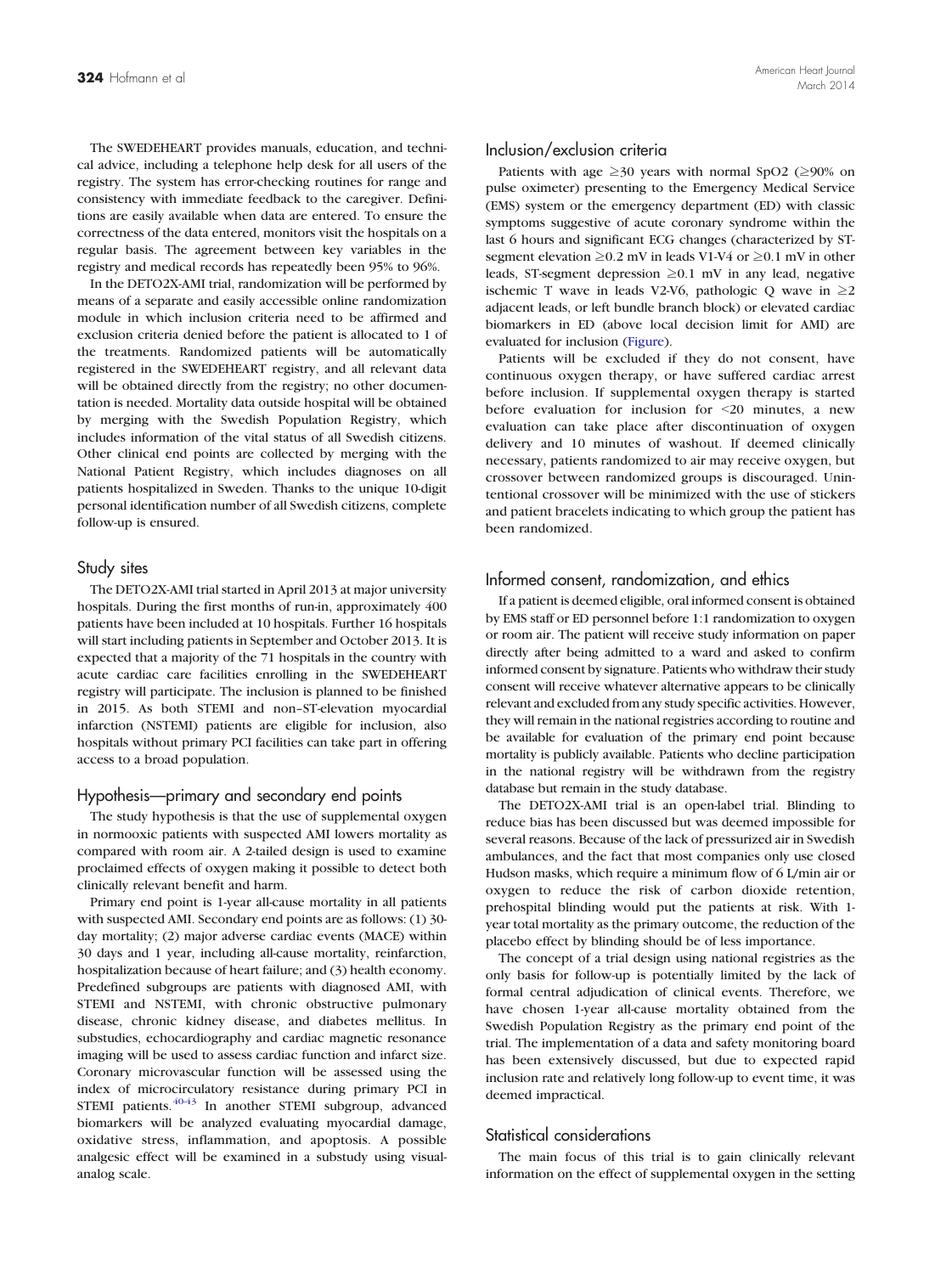The SWEDEHEART provides manuals, education, and technical advice, including a telephone help desk for all users of the registry. The system has error-checking routines for range and consistency with immediate feedback to the caregiver. Definitions are easily available when data are entered. To ensure the correctness of the data entered, monitors visit the hospitals on a regular basis. The agreement between key variables in the registry and medical records has repeatedly been 95% to 96%.

In the DETO2X-AMI trial, randomization will be performed by means of a separate and easily accessible online randomization module in which inclusion criteria need to be affirmed and exclusion criteria denied before the patient is allocated to 1 of the treatments. Randomized patients will be automatically registered in the SWEDEHEART registry, and all relevant data will be obtained directly from the registry; no other documentation is needed. Mortality data outside hospital will be obtained by merging with the Swedish Population Registry, which includes information of the vital status of all Swedish citizens. Other clinical end points are collected by merging with the National Patient Registry, which includes diagnoses on all patients hospitalized in Sweden. Thanks to the unique 10-digit personal identification number of all Swedish citizens, complete follow-up is ensured.

## Study sites

The DETO2X-AMI trial started in April 2013 at major university hospitals. During the first months of run-in, approximately 400 patients have been included at 10 hospitals. Further 16 hospitals will start including patients in September and October 2013. It is expected that a majority of the 71 hospitals in the country with acute cardiac care facilities enrolling in the SWEDEHEART registry will participate. The inclusion is planned to be finished in 2015. As both STEMI and non–ST-elevation myocardial infarction (NSTEMI) patients are eligible for inclusion, also hospitals without primary PCI facilities can take part in offering access to a broad population.

## Hypothesis—primary and secondary end points

The study hypothesis is that the use of supplemental oxygen in normooxic patients with suspected AMI lowers mortality as compared with room air. A 2-tailed design is used to examine proclaimed effects of oxygen making it possible to detect both clinically relevant benefit and harm.

Primary end point is 1-year all-cause mortality in all patients with suspected AMI. Secondary end points are as follows: (1) 30-day mortality; (2) major adverse cardiac events (MACE) within 30 days and 1 year, including all-cause mortality, reinfarction, hospitalization because of heart failure; and (3) health economy. Predefined subgroups are patients with diagnosed AMI, with STEMI and NSTEMI, with chronic obstructive pulmonary disease, chronic kidney disease, and diabetes mellitus. In substudies, echocardiography and cardiac magnetic resonance imaging will be used to assess cardiac function and infarct size. Coronary microvascular function will be assessed using the index of microcirculatory resistance during primary PCI in STEMI patients.[40-43] In another STEMI subgroup, advanced biomarkers will be analyzed evaluating myocardial damage, oxidative stress, inflammation, and apoptosis. A possible analgesic effect will be examined in a substudy using visual-analog scale.

## Inclusion/exclusion criteria

Patients with age ≥30 years with normal $SpO_2$ (≥90% on pulse oximeter) presenting to the Emergency Medical Service (EMS) system or the emergency department (ED) with classic symptoms suggestive of acute coronary syndrome within the last 6 hours and significant ECG changes (characterized by ST-segment elevation ≥0.2 mV in leads V1-V4 or ≥0.1 mV in other leads, ST-segment depression ≥0.1 mV in any lead, negative ischemic T wave in leads V2-V6, pathologic Q wave in ≥2 adjacent leads, or left bundle branch block) or elevated cardiac biomarkers in ED (above local decision limit for AMI) are evaluated for inclusion (Figure).

Patients will be excluded if they do not consent, have continuous oxygen therapy, or have suffered cardiac arrest before inclusion. If supplemental oxygen therapy is started before evaluation for inclusion for <20 minutes, a new evaluation can take place after discontinuation of oxygen delivery and 10 minutes of washout. If deemed clinically necessary, patients randomized to air may receive oxygen, but crossover between randomized groups is discouraged. Unintentional crossover will be minimized with the use of stickers and patient bracelets indicating to which group the patient has been randomized.

## Informed consent, randomization, and ethics

If a patient is deemed eligible, oral informed consent is obtained by EMS staff or ED personnel before 1:1 randomization to oxygen or room air. The patient will receive study information on paper directly after being admitted to a ward and asked to confirm informed consent by signature. Patients who withdraw their study consent will receive whatever alternative appears to be clinically relevant and excluded from any study specific activities. However, they will remain in the national registries according to routine and be available for evaluation of the primary end point because mortality is publicly available. Patients who decline participation in the national registry will be withdrawn from the registry database but remain in the study database.

The DETO2X-AMI trial is an open-label trial. Blinding to reduce bias has been discussed but was deemed impossible for several reasons. Because of the lack of pressurized air in Swedish ambulances, and the fact that most companies only use closed Hudson masks, which require a minimum flow of 6 L/min air or oxygen to reduce the risk of carbon dioxide retention, prehospital blinding would put the patients at risk. With 1-year total mortality as the primary outcome, the reduction of the placebo effect by blinding should be of less importance.

The concept of a trial design using national registries as the only basis for follow-up is potentially limited by the lack of formal central adjudication of clinical events. Therefore, we have chosen 1-year all-cause mortality obtained from the Swedish Population Registry as the primary end point of the trial. The implementation of a data and safety monitoring board has been extensively discussed, but due to expected rapid inclusion rate and relatively long follow-up to event time, it was deemed impractical.

## Statistical considerations

The main focus of this trial is to gain clinically relevant information on the effect of supplemental oxygen in the setting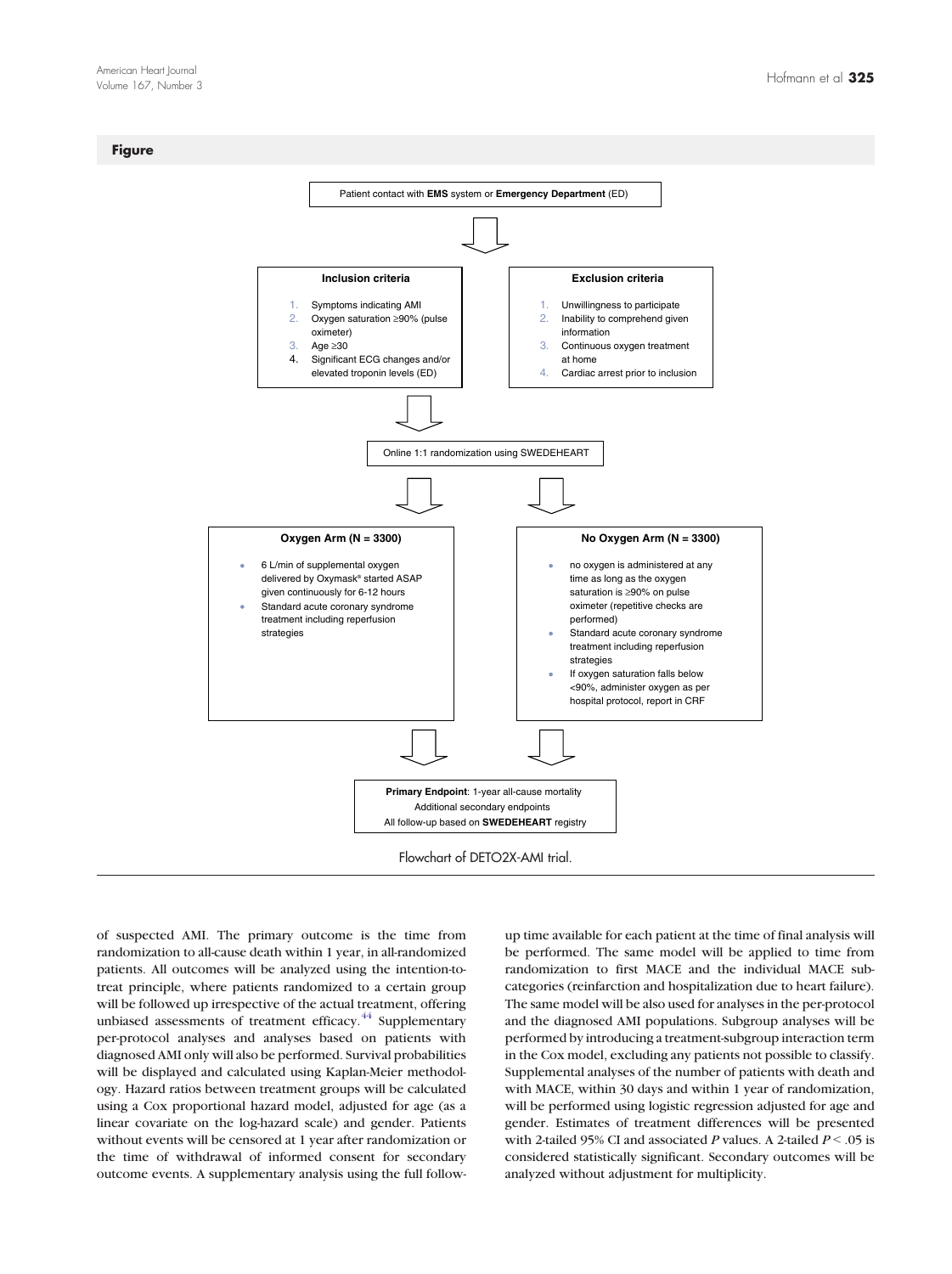**Figure**

Patient contact with **EMS** system or **Emergency Department** (ED)

**Inclusion criteria**

1. Symptoms indicating AMI
2. Oxygen saturation ≥90% (pulse oximeter)
3. Age ≥30
4. Significant ECG changes and/or elevated troponin levels (ED)

**Exclusion criteria**

1. Unwillingness to participate
2. Inability to comprehend given information
3. Continuous oxygen treatment at home
4. Cardiac arrest prior to inclusion

Online 1:1 randomization using SWEDEHEART

**Oxygen Arm (N = 3300)**

- 6 L/min of supplemental oxygen delivered by Oxymask® started ASAP given continuously for 6-12 hours
- Standard acute coronary syndrome treatment including reperfusion strategies

**No Oxygen Arm (N = 3300)**

- no oxygen is administered at any time as long as the oxygen saturation is ≥90% on pulse oximeter (repetitive checks are performed)
- Standard acute coronary syndrome treatment including reperfusion strategies
- If oxygen saturation falls below <90%, administer oxygen as per hospital protocol, report in CRF

**Primary Endpoint**: 1-year all-cause mortality
Additional secondary endpoints
All follow-up based on **SWEDEHEART** registry

Flowchart of DETO2X-AMI trial.

of suspected AMI. The primary outcome is the time from randomization to all-cause death within 1 year, in all-randomized patients. All outcomes will be analyzed using the intention-to-treat principle, where patients randomized to a certain group will be followed up irrespective of the actual treatment, offering unbiased assessments of treatment efficacy.[44] Supplementary per-protocol analyses and analyses based on patients with diagnosed AMI only will also be performed. Survival probabilities will be displayed and calculated using Kaplan-Meier methodology. Hazard ratios between treatment groups will be calculated using a Cox proportional hazard model, adjusted for age (as a linear covariate on the log-hazard scale) and gender. Patients without events will be censored at 1 year after randomization or the time of withdrawal of informed consent for secondary outcome events. A supplementary analysis using the full follow-up time available for each patient at the time of final analysis will be performed. The same model will be applied to time from randomization to first MACE and the individual MACE subcategories (reinfarction and hospitalization due to heart failure). The same model will be also used for analyses in the per-protocol and the diagnosed AMI populations. Subgroup analyses will be performed by introducing a treatment-subgroup interaction term in the Cox model, excluding any patients not possible to classify. Supplemental analyses of the number of patients with death and with MACE, within 30 days and within 1 year of randomization, will be performed using logistic regression adjusted for age and gender. Estimates of treatment differences will be presented with 2-tailed 95% CI and associated *P* values. A 2-tailed $P < .05$ is considered statistically significant. Secondary outcomes will be analyzed without adjustment for multiplicity.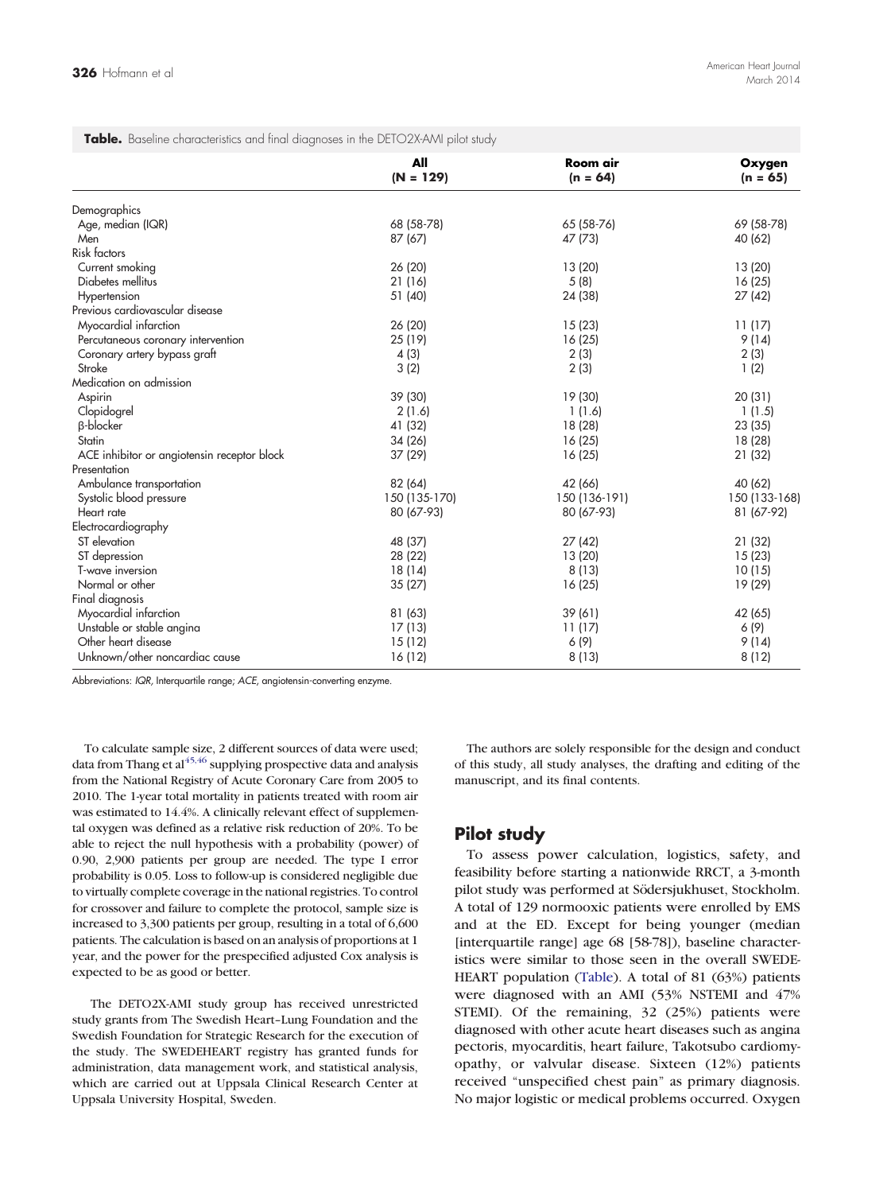**Table.** Baseline characteristics and final diagnoses in the DETO2X-AMI pilot study

| | All (N = 129) | Room air (n = 64) | Oxygen (n = 65) |
|---|---|---|---|
| Demographics | | | |
| Age, median (IQR) | 68 (58-78) | 65 (58-76) | 69 (58-78) |
| Men | 87 (67) | 47 (73) | 40 (62) |
| Risk factors | | | |
| Current smoking | 26 (20) | 13 (20) | 13 (20) |
| Diabetes mellitus | 21 (16) | 5 (8) | 16 (25) |
| Hypertension | 51 (40) | 24 (38) | 27 (42) |
| Previous cardiovascular disease | | | |
| Myocardial infarction | 26 (20) | 15 (23) | 11 (17) |
| Percutaneous coronary intervention | 25 (19) | 16 (25) | 9 (14) |
| Coronary artery bypass graft | 4 (3) | 2 (3) | 2 (3) |
| Stroke | 3 (2) | 2 (3) | 1 (2) |
| Medication on admission | | | |
| Aspirin | 39 (30) | 19 (30) | 20 (31) |
| Clopidogrel | 2 (1.6) | 1 (1.6) | 1 (1.5) |
| β-blocker | 41 (32) | 18 (28) | 23 (35) |
| Statin | 34 (26) | 16 (25) | 18 (28) |
| ACE inhibitor or angiotensin receptor block | 37 (29) | 16 (25) | 21 (32) |
| Presentation | | | |
| Ambulance transportation | 82 (64) | 42 (66) | 40 (62) |
| Systolic blood pressure | 150 (135-170) | 150 (136-191) | 150 (133-168) |
| Heart rate | 80 (67-93) | 80 (67-93) | 81 (67-92) |
| Electrocardiography | | | |
| ST elevation | 48 (37) | 27 (42) | 21 (32) |
| ST depression | 28 (22) | 13 (20) | 15 (23) |
| T-wave inversion | 18 (14) | 8 (13) | 10 (15) |
| Normal or other | 35 (27) | 16 (25) | 19 (29) |
| Final diagnosis | | | |
| Myocardial infarction | 81 (63) | 39 (61) | 42 (65) |
| Unstable or stable angina | 17 (13) | 11 (17) | 6 (9) |
| Other heart disease | 15 (12) | 6 (9) | 9 (14) |
| Unknown/other noncardiac cause | 16 (12) | 8 (13) | 8 (12) |

Abbreviations: *IQR*, Interquartile range; *ACE*, angiotensin-converting enzyme.

To calculate sample size, 2 different sources of data were used; data from Thang et al[45,46] supplying prospective data and analysis from the National Registry of Acute Coronary Care from 2005 to 2010. The 1-year total mortality in patients treated with room air was estimated to 14.4%. A clinically relevant effect of supplemental oxygen was defined as a relative risk reduction of 20%. To be able to reject the null hypothesis with a probability (power) of 0.90, 2,900 patients per group are needed. The type I error probability is 0.05. Loss to follow-up is considered negligible due to virtually complete coverage in the national registries. To control for crossover and failure to complete the protocol, sample size is increased to 3,300 patients per group, resulting in a total of 6,600 patients. The calculation is based on an analysis of proportions at 1 year, and the power for the prespecified adjusted Cox analysis is expected to be as good or better.

The DETO2X-AMI study group has received unrestricted study grants from The Swedish Heart–Lung Foundation and the Swedish Foundation for Strategic Research for the execution of the study. The SWEDEHEART registry has granted funds for administration, data management work, and statistical analysis, which are carried out at Uppsala Clinical Research Center at Uppsala University Hospital, Sweden.

The authors are solely responsible for the design and conduct of this study, all study analyses, the drafting and editing of the manuscript, and its final contents.

## Pilot study

To assess power calculation, logistics, safety, and feasibility before starting a nationwide RRCT, a 3-month pilot study was performed at Södersjukhuset, Stockholm. A total of 129 normooxic patients were enrolled by EMS and at the ED. Except for being younger (median [interquartile range] age 68 [58-78]), baseline characteristics were similar to those seen in the overall SWEDEHEART population (Table). A total of 81 (63%) patients were diagnosed with an AMI (53% NSTEMI and 47% STEMI). Of the remaining, 32 (25%) patients were diagnosed with other acute heart diseases such as angina pectoris, myocarditis, heart failure, Takotsubo cardiomyopathy, or valvular disease. Sixteen (12%) patients received "unspecified chest pain" as primary diagnosis. No major logistic or medical problems occurred. Oxygen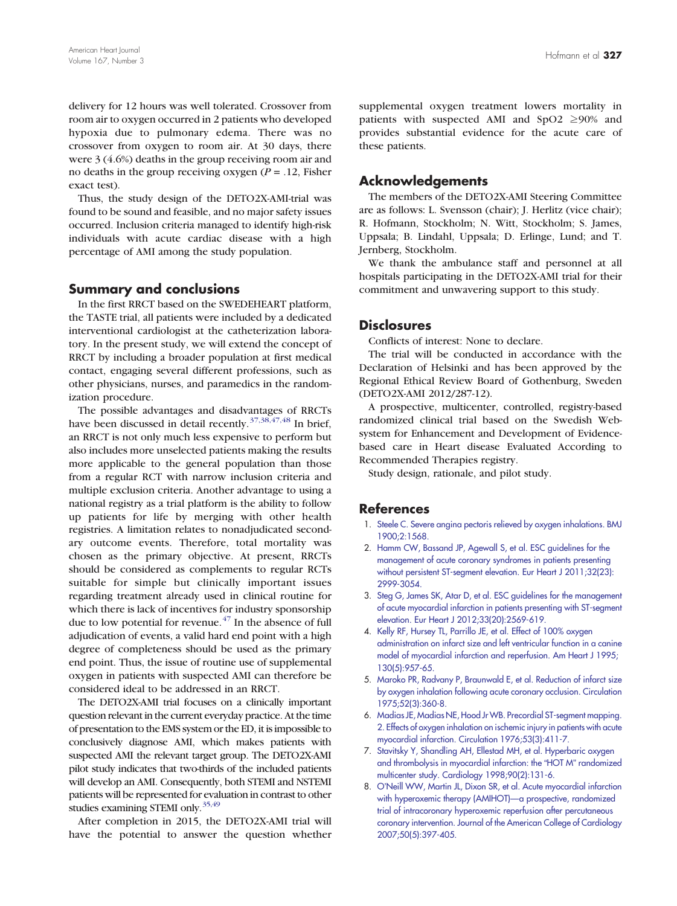delivery for 12 hours was well tolerated. Crossover from room air to oxygen occurred in 2 patients who developed hypoxia due to pulmonary edema. There was no crossover from oxygen to room air. At 30 days, there were 3 (4.6%) deaths in the group receiving room air and no deaths in the group receiving oxygen ($P$ = .12, Fisher exact test).

Thus, the study design of the DETO2X-AMI-trial was found to be sound and feasible, and no major safety issues occurred. Inclusion criteria managed to identify high-risk individuals with acute cardiac disease with a high percentage of AMI among the study population.

## Summary and conclusions

In the first RRCT based on the SWEDEHEART platform, the TASTE trial, all patients were included by a dedicated interventional cardiologist at the catheterization laboratory. In the present study, we will extend the concept of RRCT by including a broader population at first medical contact, engaging several different professions, such as other physicians, nurses, and paramedics in the randomization procedure.

The possible advantages and disadvantages of RRCTs have been discussed in detail recently.[37,38,47,48] In brief, an RRCT is not only much less expensive to perform but also includes more unselected patients making the results more applicable to the general population than those from a regular RCT with narrow inclusion criteria and multiple exclusion criteria. Another advantage to using a national registry as a trial platform is the ability to follow up patients for life by merging with other health registries. A limitation relates to nonadjudicated secondary outcome events. Therefore, total mortality was chosen as the primary objective. At present, RRCTs should be considered as complements to regular RCTs suitable for simple but clinically important issues regarding treatment already used in clinical routine for which there is lack of incentives for industry sponsorship due to low potential for revenue.[47] In the absence of full adjudication of events, a valid hard end point with a high degree of completeness should be used as the primary end point. Thus, the issue of routine use of supplemental oxygen in patients with suspected AMI can therefore be considered ideal to be addressed in an RRCT.

The DETO2X-AMI trial focuses on a clinically important question relevant in the current everyday practice. At the time of presentation to the EMS system or the ED, it is impossible to conclusively diagnose AMI, which makes patients with suspected AMI the relevant target group. The DETO2X-AMI pilot study indicates that two-thirds of the included patients will develop an AMI. Consequently, both STEMI and NSTEMI patients will be represented for evaluation in contrast to other studies examining STEMI only.[35,49]

After completion in 2015, the DETO2X-AMI trial will have the potential to answer the question whether supplemental oxygen treatment lowers mortality in patients with suspected AMI and SpO2 ≥90% and provides substantial evidence for the acute care of these patients.

## Acknowledgements

The members of the DETO2X-AMI Steering Committee are as follows: L. Svensson (chair); J. Herlitz (vice chair); R. Hofmann, Stockholm; N. Witt, Stockholm; S. James, Uppsala; B. Lindahl, Uppsala; D. Erlinge, Lund; and T. Jernberg, Stockholm.

We thank the ambulance staff and personnel at all hospitals participating in the DETO2X-AMI trial for their commitment and unwavering support to this study.

## Disclosures

Conflicts of interest: None to declare.

The trial will be conducted in accordance with the Declaration of Helsinki and has been approved by the Regional Ethical Review Board of Gothenburg, Sweden (DETO2X-AMI 2012/287-12).

A prospective, multicenter, controlled, registry-based randomized clinical trial based on the Swedish Web-system for Enhancement and Development of Evidence-based care in Heart disease Evaluated According to Recommended Therapies registry.

Study design, rationale, and pilot study.

## References

1. Steele C. Severe angina pectoris relieved by oxygen inhalations. BMJ 1900;2:1568.
2. Hamm CW, Bassand JP, Agewall S, et al. ESC guidelines for the management of acute coronary syndromes in patients presenting without persistent ST-segment elevation. Eur Heart J 2011;32(23):2999-3054.
3. Steg G, James SK, Atar D, et al. ESC guidelines for the management of acute myocardial infarction in patients presenting with ST-segment elevation. Eur Heart J 2012;33(20):2569-619.
4. Kelly RF, Hursey TL, Parrillo JE, et al. Effect of 100% oxygen administration on infarct size and left ventricular function in a canine model of myocardial infarction and reperfusion. Am Heart J 1995;130(5):957-65.
5. Maroko PR, Radvany P, Braunwald E, et al. Reduction of infarct size by oxygen inhalation following acute coronary occlusion. Circulation 1975;52(3):360-8.
6. Madias JE, Madias NE, Hood Jr WB. Precordial ST-segment mapping. 2. Effects of oxygen inhalation on ischemic injury in patients with acute myocardial infarction. Circulation 1976;53(3):411-7.
7. Stavitsky Y, Shandling AH, Ellestad MH, et al. Hyperbaric oxygen and thrombolysis in myocardial infarction: the "HOT M" randomized multicenter study. Cardiology 1998;90(2):131-6.
8. O'Neill WW, Martin JL, Dixon SR, et al. Acute myocardial infarction with hyperoxemic therapy (AMIHOT)—a prospective, randomized trial of intracoronary hyperoxemic reperfusion after percutaneous coronary intervention. Journal of the American College of Cardiology 2007;50(5):397-405.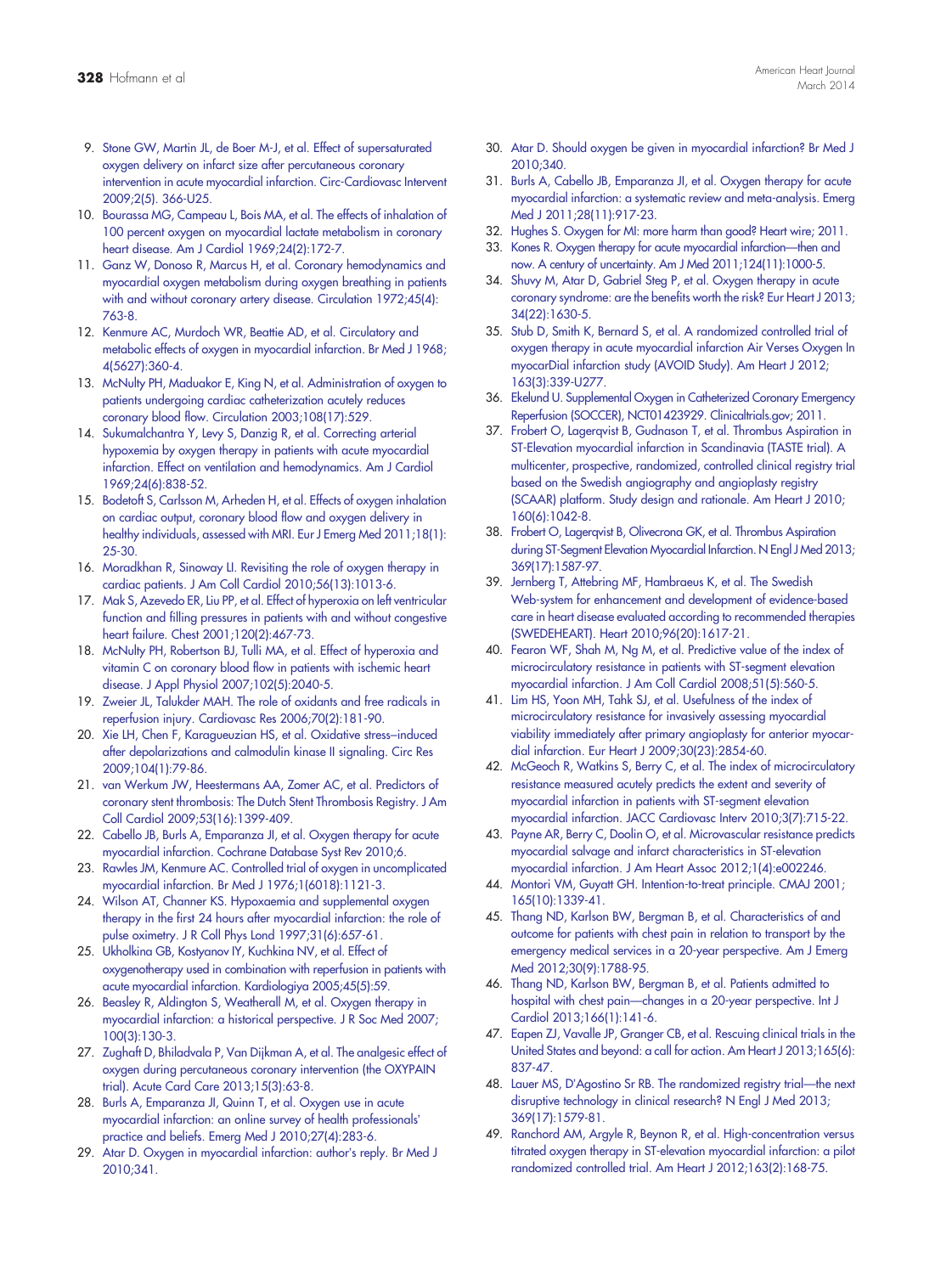9. Stone GW, Martin JL, de Boer M-J, et al. Effect of supersaturated oxygen delivery on infarct size after percutaneous coronary intervention in acute myocardial infarction. Circ-Cardiovasc Intervent 2009;2(5). 366-U25.
10. Bourassa MG, Campeau L, Bois MA, et al. The effects of inhalation of 100 percent oxygen on myocardial lactate metabolism in coronary heart disease. Am J Cardiol 1969;24(2):172-7.
11. Ganz W, Donoso R, Marcus H, et al. Coronary hemodynamics and myocardial oxygen metabolism during oxygen breathing in patients with and without coronary artery disease. Circulation 1972;45(4): 763-8.
12. Kenmure AC, Murdoch WR, Beattie AD, et al. Circulatory and metabolic effects of oxygen in myocardial infarction. Br Med J 1968; 4(5627):360-4.
13. McNulty PH, Maduakor E, King N, et al. Administration of oxygen to patients undergoing cardiac catheterization acutely reduces coronary blood flow. Circulation 2003;108(17):529.
14. Sukumalchantra Y, Levy S, Danzig R, et al. Correcting arterial hypoxemia by oxygen therapy in patients with acute myocardial infarction. Effect on ventilation and hemodynamics. Am J Cardiol 1969;24(6):838-52.
15. Bodetoft S, Carlsson M, Arheden H, et al. Effects of oxygen inhalation on cardiac output, coronary blood flow and oxygen delivery in healthy individuals, assessed with MRI. Eur J Emerg Med 2011;18(1): 25-30.
16. Moradkhan R, Sinoway LI. Revisiting the role of oxygen therapy in cardiac patients. J Am Coll Cardiol 2010;56(13):1013-6.
17. Mak S, Azevedo ER, Liu PP, et al. Effect of hyperoxia on left ventricular function and filling pressures in patients with and without congestive heart failure. Chest 2001;120(2):467-73.
18. McNulty PH, Robertson BJ, Tulli MA, et al. Effect of hyperoxia and vitamin C on coronary blood flow in patients with ischemic heart disease. J Appl Physiol 2007;102(5):2040-5.
19. Zweier JL, Talukder MAH. The role of oxidants and free radicals in reperfusion injury. Cardiovasc Res 2006;70(2):181-90.
20. Xie LH, Chen F, Karagueuzian HS, et al. Oxidative stress–induced after depolarizations and calmodulin kinase II signaling. Circ Res 2009;104(1):79-86.
21. van Werkum JW, Heestermans AA, Zomer AC, et al. Predictors of coronary stent thrombosis: The Dutch Stent Thrombosis Registry. J Am Coll Cardiol 2009;53(16):1399-409.
22. Cabello JB, Burls A, Emparanza JI, et al. Oxygen therapy for acute myocardial infarction. Cochrane Database Syst Rev 2010;6.
23. Rawles JM, Kenmure AC. Controlled trial of oxygen in uncomplicated myocardial infarction. Br Med J 1976;1(6018):1121-3.
24. Wilson AT, Channer KS. Hypoxaemia and supplemental oxygen therapy in the first 24 hours after myocardial infarction: the role of pulse oximetry. J R Coll Phys Lond 1997;31(6):657-61.
25. Ukholkina GB, Kostyanov IY, Kuchkina NV, et al. Effect of oxygenotherapy used in combination with reperfusion in patients with acute myocardial infarction. Kardiologiya 2005;45(5):59.
26. Beasley R, Aldington S, Weatherall M, et al. Oxygen therapy in myocardial infarction: a historical perspective. J R Soc Med 2007; 100(3):130-3.
27. Zughaft D, Bhiladvala P, Van Dijkman A, et al. The analgesic effect of oxygen during percutaneous coronary intervention (the OXYPAIN trial). Acute Card Care 2013;15(3):63-8.
28. Burls A, Emparanza JI, Quinn T, et al. Oxygen use in acute myocardial infarction: an online survey of health professionals' practice and beliefs. Emerg Med J 2010;27(4):283-6.
29. Atar D. Oxygen in myocardial infarction: author's reply. Br Med J 2010;341.
30. Atar D. Should oxygen be given in myocardial infarction? Br Med J 2010;340.
31. Burls A, Cabello JB, Emparanza JI, et al. Oxygen therapy for acute myocardial infarction: a systematic review and meta-analysis. Emerg Med J 2011;28(11):917-23.
32. Hughes S. Oxygen for MI: more harm than good? Heart wire; 2011.
33. Kones R. Oxygen therapy for acute myocardial infarction—then and now. A century of uncertainty. Am J Med 2011;124(11):1000-5.
34. Shuvy M, Atar D, Gabriel Steg P, et al. Oxygen therapy in acute coronary syndrome: are the benefits worth the risk? Eur Heart J 2013; 34(22):1630-5.
35. Stub D, Smith K, Bernard S, et al. A randomized controlled trial of oxygen therapy in acute myocardial infarction Air Verses Oxygen In myocarDial infarction study (AVOID Study). Am Heart J 2012; 163(3):339-U277.
36. Ekelund U. Supplemental Oxygen in Catheterized Coronary Emergency Reperfusion (SOCCER), NCT01423929. Clinicaltrials.gov; 2011.
37. Frobert O, Lagerqvist B, Gudnason T, et al. Thrombus Aspiration in ST-Elevation myocardial infarction in Scandinavia (TASTE trial). A multicenter, prospective, randomized, controlled clinical registry trial based on the Swedish angiography and angioplasty registry (SCAAR) platform. Study design and rationale. Am Heart J 2010; 160(6):1042-8.
38. Frobert O, Lagerqvist B, Olivecrona GK, et al. Thrombus Aspiration during ST-Segment Elevation Myocardial Infarction. N Engl J Med 2013; 369(17):1587-97.
39. Jernberg T, Attebring MF, Hambraeus K, et al. The Swedish Web-system for enhancement and development of evidence-based care in heart disease evaluated according to recommended therapies (SWEDEHEART). Heart 2010;96(20):1617-21.
40. Fearon WF, Shah M, Ng M, et al. Predictive value of the index of microcirculatory resistance in patients with ST-segment elevation myocardial infarction. J Am Coll Cardiol 2008;51(5):560-5.
41. Lim HS, Yoon MH, Tahk SJ, et al. Usefulness of the index of microcirculatory resistance for invasively assessing myocardial viability immediately after primary angioplasty for anterior myocardial infarction. Eur Heart J 2009;30(23):2854-60.
42. McGeoch R, Watkins S, Berry C, et al. The index of microcirculatory resistance measured acutely predicts the extent and severity of myocardial infarction in patients with ST-segment elevation myocardial infarction. JACC Cardiovasc Interv 2010;3(7):715-22.
43. Payne AR, Berry C, Doolin O, et al. Microvascular resistance predicts myocardial salvage and infarct characteristics in ST-elevation myocardial infarction. J Am Heart Assoc 2012;1(4):e002246.
44. Montori VM, Guyatt GH. Intention-to-treat principle. CMAJ 2001; 165(10):1339-41.
45. Thang ND, Karlson BW, Bergman B, et al. Characteristics of and outcome for patients with chest pain in relation to transport by the emergency medical services in a 20-year perspective. Am J Emerg Med 2012;30(9):1788-95.
46. Thang ND, Karlson BW, Bergman B, et al. Patients admitted to hospital with chest pain—changes in a 20-year perspective. Int J Cardiol 2013;166(1):141-6.
47. Eapen ZJ, Vavalle JP, Granger CB, et al. Rescuing clinical trials in the United States and beyond: a call for action. Am Heart J 2013;165(6): 837-47.
48. Lauer MS, D'Agostino Sr RB. The randomized registry trial—the next disruptive technology in clinical research? N Engl J Med 2013; 369(17):1579-81.
49. Ranchord AM, Argyle R, Beynon R, et al. High-concentration versus titrated oxygen therapy in ST-elevation myocardial infarction: a pilot randomized controlled trial. Am Heart J 2012;163(2):168-75.